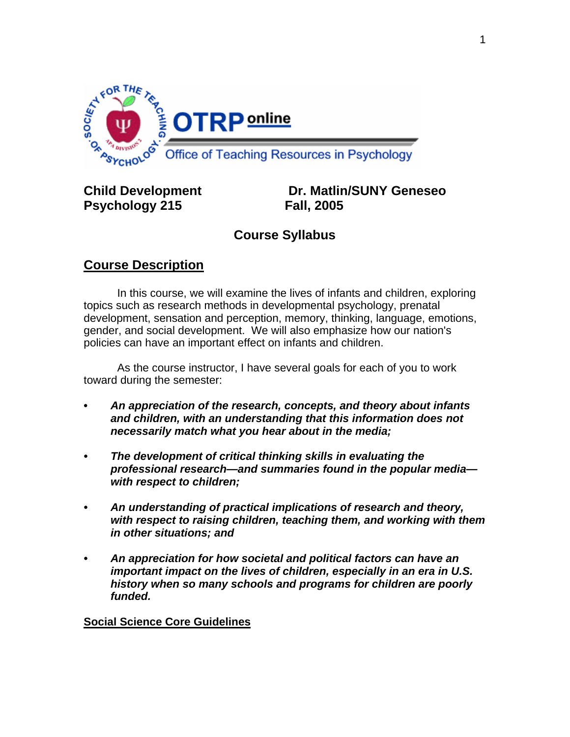**Child Development**
**Psychology 215**

**Dr. Matlin/SUNY Geneseo**
**Fall, 2005**

## Course Syllabus

## Course Description

In this course, we will examine the lives of infants and children, exploring topics such as research methods in developmental psychology, prenatal development, sensation and perception, memory, thinking, language, emotions, gender, and social development. We will also emphasize how our nation's policies can have an important effect on infants and children.

As the course instructor, I have several goals for each of you to work toward during the semester:

- ***An appreciation of the research, concepts, and theory about infants and children, with an understanding that this information does not necessarily match what you hear about in the media;***
- ***The development of critical thinking skills in evaluating the professional research—and summaries found in the popular media—with respect to children;***
- ***An understanding of practical implications of research and theory, with respect to raising children, teaching them, and working with them in other situations; and***
- ***An appreciation for how societal and political factors can have an important impact on the lives of children, especially in an era in U.S. history when so many schools and programs for children are poorly funded.***

### Social Science Core Guidelines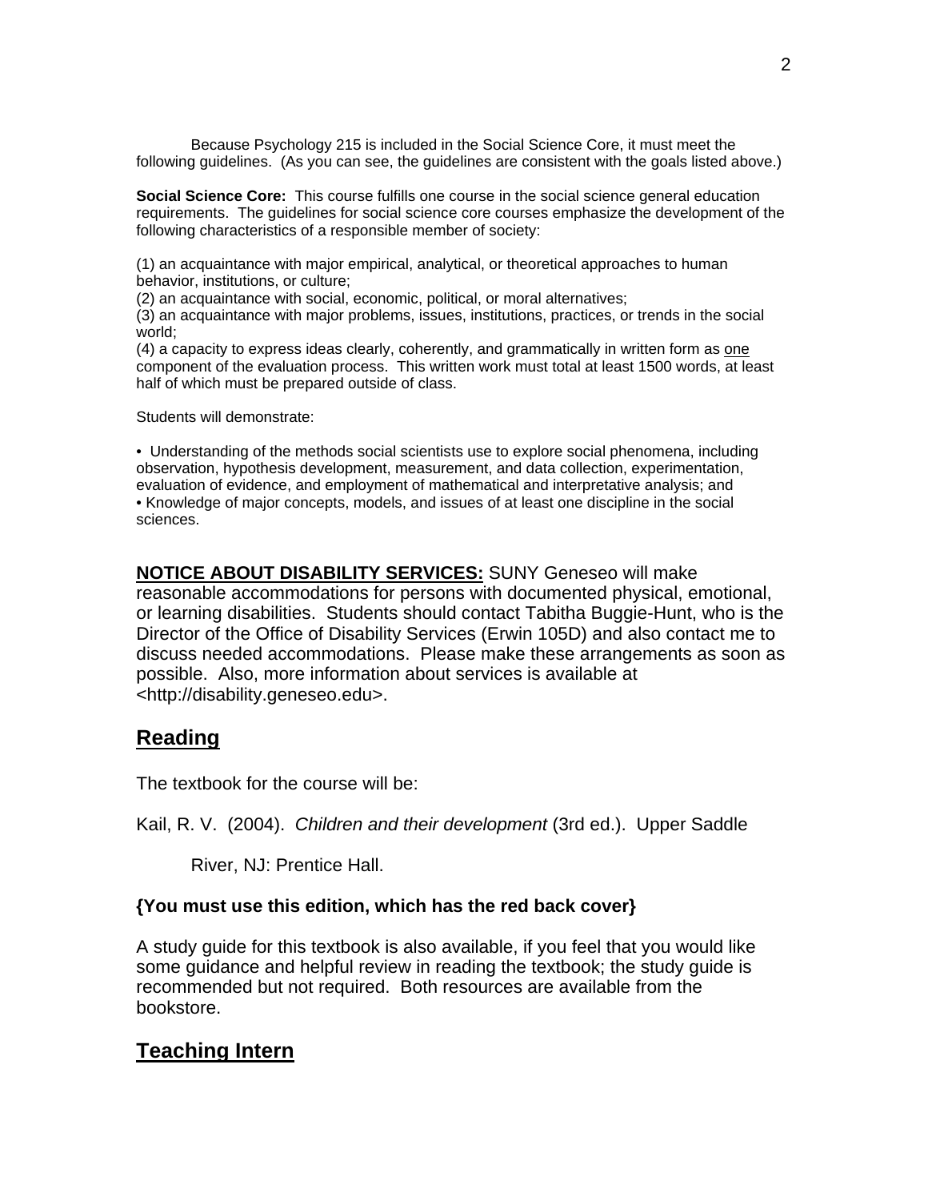Because Psychology 215 is included in the Social Science Core, it must meet the following guidelines. (As you can see, the guidelines are consistent with the goals listed above.)

**Social Science Core:** This course fulfills one course in the social science general education requirements. The guidelines for social science core courses emphasize the development of the following characteristics of a responsible member of society:

(1) an acquaintance with major empirical, analytical, or theoretical approaches to human behavior, institutions, or culture;
(2) an acquaintance with social, economic, political, or moral alternatives;
(3) an acquaintance with major problems, issues, institutions, practices, or trends in the social world;
(4) a capacity to express ideas clearly, coherently, and grammatically in written form as one component of the evaluation process. This written work must total at least 1500 words, at least half of which must be prepared outside of class.

Students will demonstrate:

- Understanding of the methods social scientists use to explore social phenomena, including observation, hypothesis development, measurement, and data collection, experimentation, evaluation of evidence, and employment of mathematical and interpretative analysis; and
- Knowledge of major concepts, models, and issues of at least one discipline in the social sciences.

**NOTICE ABOUT DISABILITY SERVICES:** SUNY Geneseo will make reasonable accommodations for persons with documented physical, emotional, or learning disabilities. Students should contact Tabitha Buggie-Hunt, who is the Director of the Office of Disability Services (Erwin 105D) and also contact me to discuss needed accommodations. Please make these arrangements as soon as possible. Also, more information about services is available at <http://disability.geneseo.edu>.

## Reading

The textbook for the course will be:

Kail, R. V. (2004). *Children and their development* (3rd ed.). Upper Saddle River, NJ: Prentice Hall.

**{You must use this edition, which has the red back cover}**

A study guide for this textbook is also available, if you feel that you would like some guidance and helpful review in reading the textbook; the study guide is recommended but not required. Both resources are available from the bookstore.

## Teaching Intern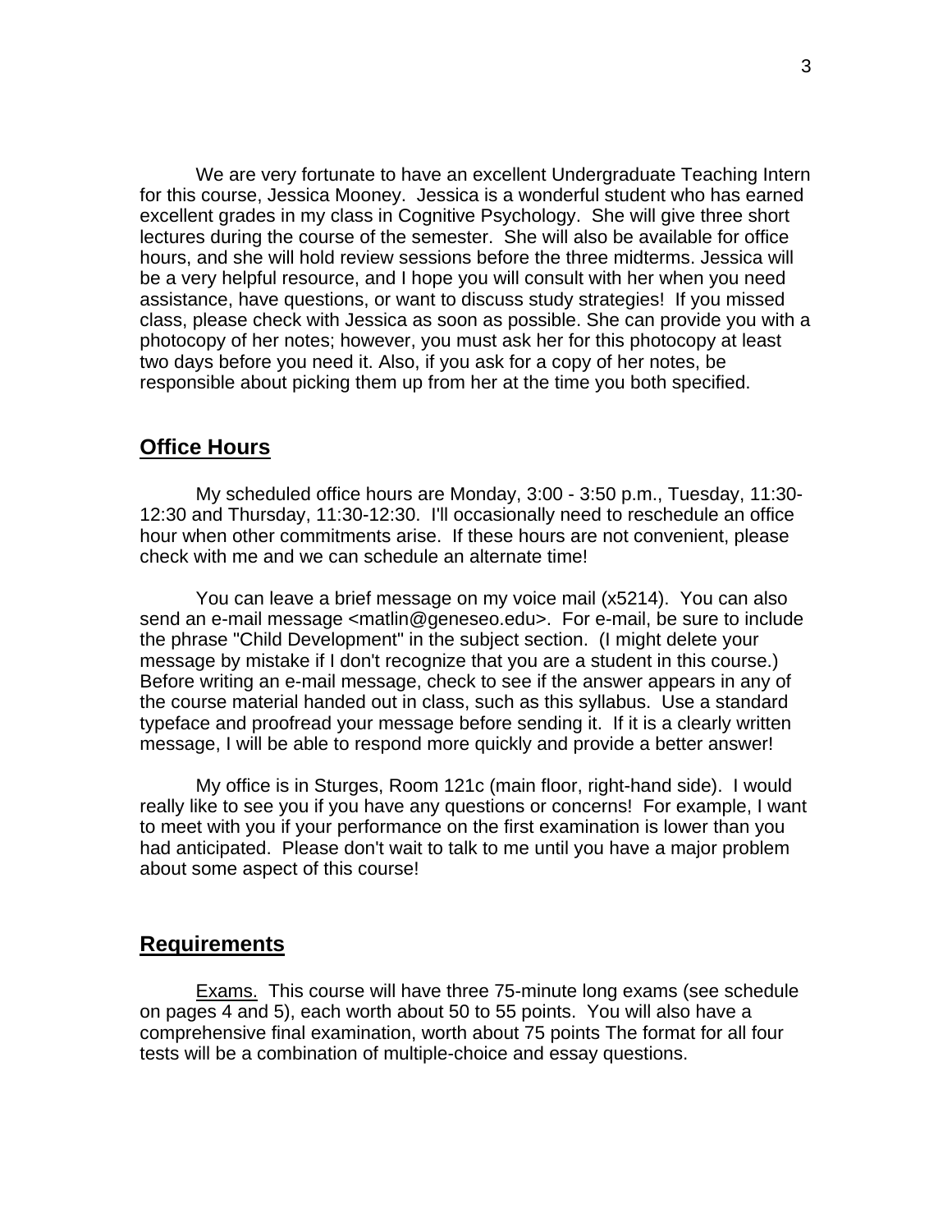We are very fortunate to have an excellent Undergraduate Teaching Intern for this course, Jessica Mooney. Jessica is a wonderful student who has earned excellent grades in my class in Cognitive Psychology. She will give three short lectures during the course of the semester. She will also be available for office hours, and she will hold review sessions before the three midterms. Jessica will be a very helpful resource, and I hope you will consult with her when you need assistance, have questions, or want to discuss study strategies! If you missed class, please check with Jessica as soon as possible. She can provide you with a photocopy of her notes; however, you must ask her for this photocopy at least two days before you need it. Also, if you ask for a copy of her notes, be responsible about picking them up from her at the time you both specified.

## Office Hours

My scheduled office hours are Monday, 3:00 - 3:50 p.m., Tuesday, 11:30-12:30 and Thursday, 11:30-12:30. I'll occasionally need to reschedule an office hour when other commitments arise. If these hours are not convenient, please check with me and we can schedule an alternate time!

You can leave a brief message on my voice mail (x5214). You can also send an e-mail message <matlin@geneseo.edu>. For e-mail, be sure to include the phrase "Child Development" in the subject section. (I might delete your message by mistake if I don't recognize that you are a student in this course.) Before writing an e-mail message, check to see if the answer appears in any of the course material handed out in class, such as this syllabus. Use a standard typeface and proofread your message before sending it. If it is a clearly written message, I will be able to respond more quickly and provide a better answer!

My office is in Sturges, Room 121c (main floor, right-hand side). I would really like to see you if you have any questions or concerns! For example, I want to meet with you if your performance on the first examination is lower than you had anticipated. Please don't wait to talk to me until you have a major problem about some aspect of this course!

## Requirements

Exams. This course will have three 75-minute long exams (see schedule on pages 4 and 5), each worth about 50 to 55 points. You will also have a comprehensive final examination, worth about 75 points The format for all four tests will be a combination of multiple-choice and essay questions.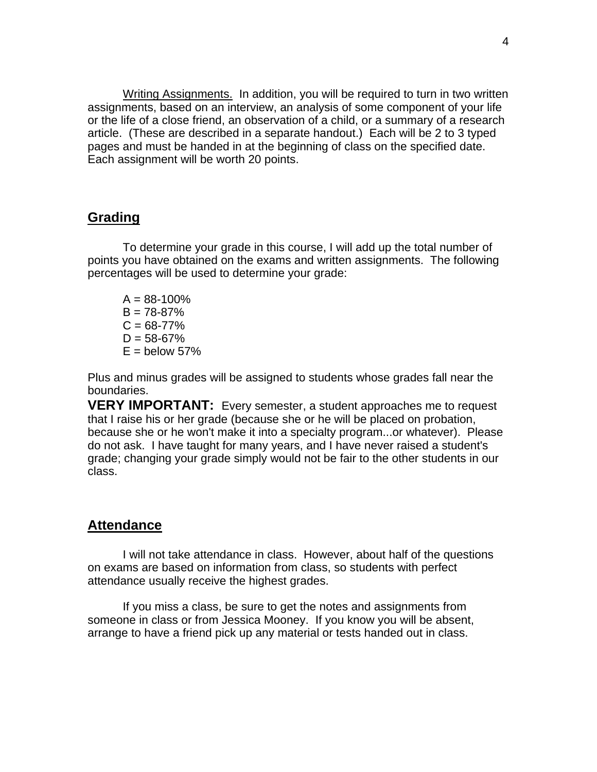Writing Assignments. In addition, you will be required to turn in two written assignments, based on an interview, an analysis of some component of your life or the life of a close friend, an observation of a child, or a summary of a research article. (These are described in a separate handout.) Each will be 2 to 3 typed pages and must be handed in at the beginning of class on the specified date. Each assignment will be worth 20 points.

## Grading

To determine your grade in this course, I will add up the total number of points you have obtained on the exams and written assignments. The following percentages will be used to determine your grade:

A = 88-100%
B = 78-87%
C = 68-77%
D = 58-67%
E = below 57%

Plus and minus grades will be assigned to students whose grades fall near the boundaries.

**VERY IMPORTANT:** Every semester, a student approaches me to request that I raise his or her grade (because she or he will be placed on probation, because she or he won't make it into a specialty program...or whatever). Please do not ask. I have taught for many years, and I have never raised a student's grade; changing your grade simply would not be fair to the other students in our class.

## Attendance

I will not take attendance in class. However, about half of the questions on exams are based on information from class, so students with perfect attendance usually receive the highest grades.

If you miss a class, be sure to get the notes and assignments from someone in class or from Jessica Mooney. If you know you will be absent, arrange to have a friend pick up any material or tests handed out in class.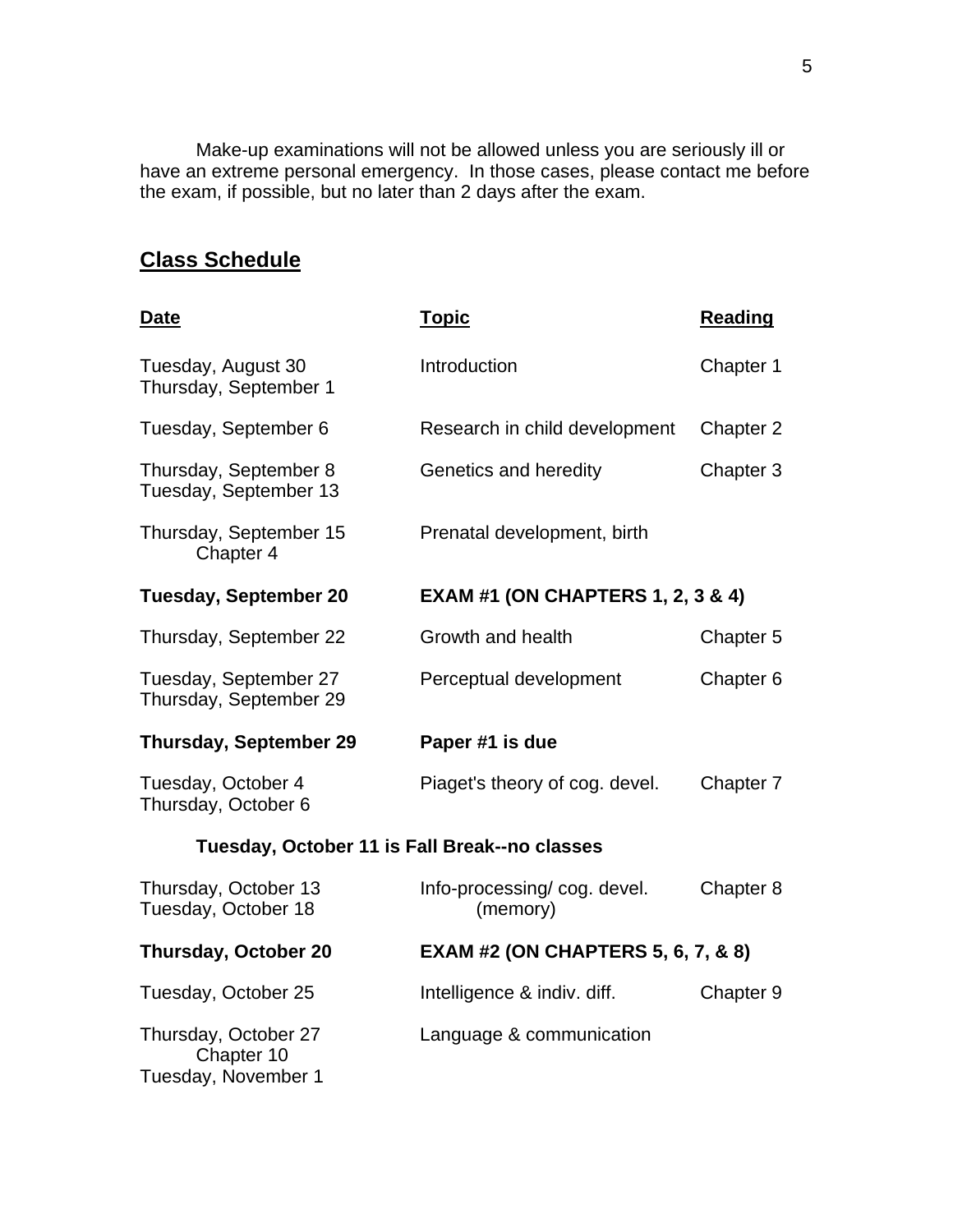Make-up examinations will not be allowed unless you are seriously ill or have an extreme personal emergency. In those cases, please contact me before the exam, if possible, but no later than 2 days after the exam.

## Class Schedule

| **Date** | **Topic** | **Reading** |
|---|---|---|
| Tuesday, August 30<br>Thursday, September 1 | Introduction | Chapter 1 |
| Tuesday, September 6 | Research in child development | Chapter 2 |
| Thursday, September 8<br>Tuesday, September 13 | Genetics and heredity | Chapter 3 |
| Thursday, September 15<br>Chapter 4 | Prenatal development, birth | |
| **Tuesday, September 20** | **EXAM #1 (ON CHAPTERS 1, 2, 3 & 4)** | |
| Thursday, September 22 | Growth and health | Chapter 5 |
| Tuesday, September 27<br>Thursday, September 29 | Perceptual development | Chapter 6 |
| **Thursday, September 29** | **Paper #1 is due** | |
| Tuesday, October 4<br>Thursday, October 6 | Piaget's theory of cog. devel. | Chapter 7 |
| **Tuesday, October 11 is Fall Break--no classes** | | |
| Thursday, October 13<br>Tuesday, October 18 | Info-processing/ cog. devel. (memory) | Chapter 8 |
| **Thursday, October 20** | **EXAM #2 (ON CHAPTERS 5, 6, 7, & 8)** | |
| Tuesday, October 25 | Intelligence & indiv. diff. | Chapter 9 |
| Thursday, October 27<br>Chapter 10<br>Tuesday, November 1 | Language & communication | |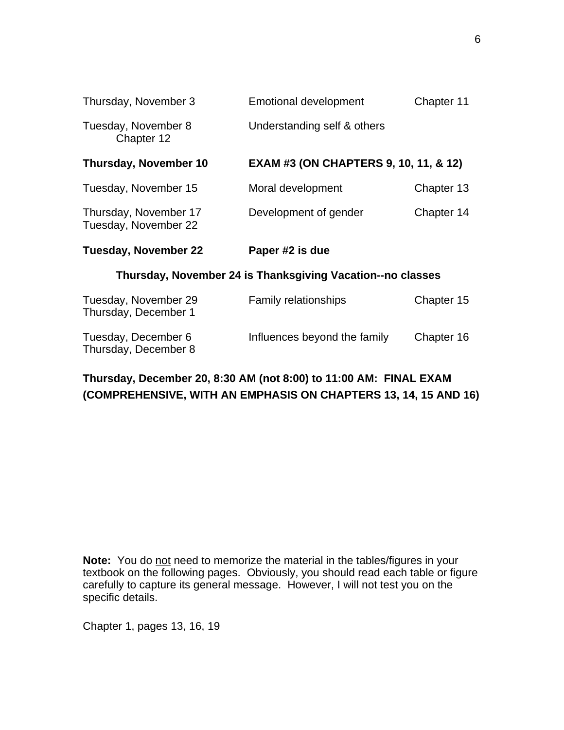| | | |
|---|---|---|
| Thursday, November 3 | Emotional development | Chapter 11 |
| Tuesday, November 8 Chapter 12 | Understanding self & others | |
| **Thursday, November 10** | **EXAM #3 (ON CHAPTERS 9, 10, 11, & 12)** | |
| Tuesday, November 15 | Moral development | Chapter 13 |
| Thursday, November 17<br>Tuesday, November 22 | Development of gender | Chapter 14 |
| **Tuesday, November 22** | **Paper #2 is due** | |

**Thursday, November 24 is Thanksgiving Vacation--no classes**

| | | |
|---|---|---|
| Tuesday, November 29<br>Thursday, December 1 | Family relationships | Chapter 15 |
| Tuesday, December 6<br>Thursday, December 8 | Influences beyond the family | Chapter 16 |

**Thursday, December 20, 8:30 AM (not 8:00) to 11:00 AM: FINAL EXAM (COMPREHENSIVE, WITH AN EMPHASIS ON CHAPTERS 13, 14, 15 AND 16)**

**Note:** You do not need to memorize the material in the tables/figures in your textbook on the following pages. Obviously, you should read each table or figure carefully to capture its general message. However, I will not test you on the specific details.

Chapter 1, pages 13, 16, 19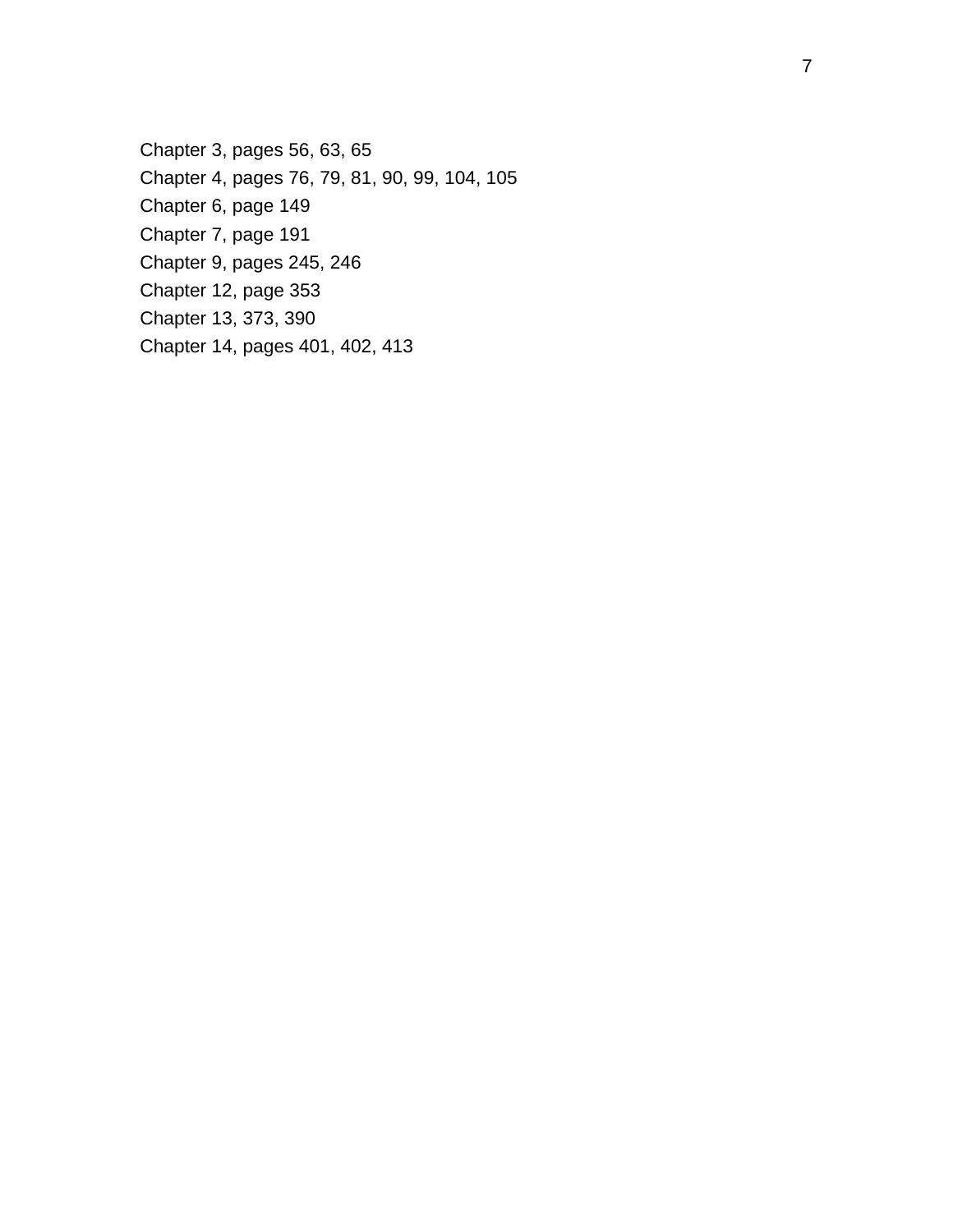Chapter 3, pages 56, 63, 65
Chapter 4, pages 76, 79, 81, 90, 99, 104, 105
Chapter 6, page 149
Chapter 7, page 191
Chapter 9, pages 245, 246
Chapter 12, page 353
Chapter 13, 373, 390
Chapter 14, pages 401, 402, 413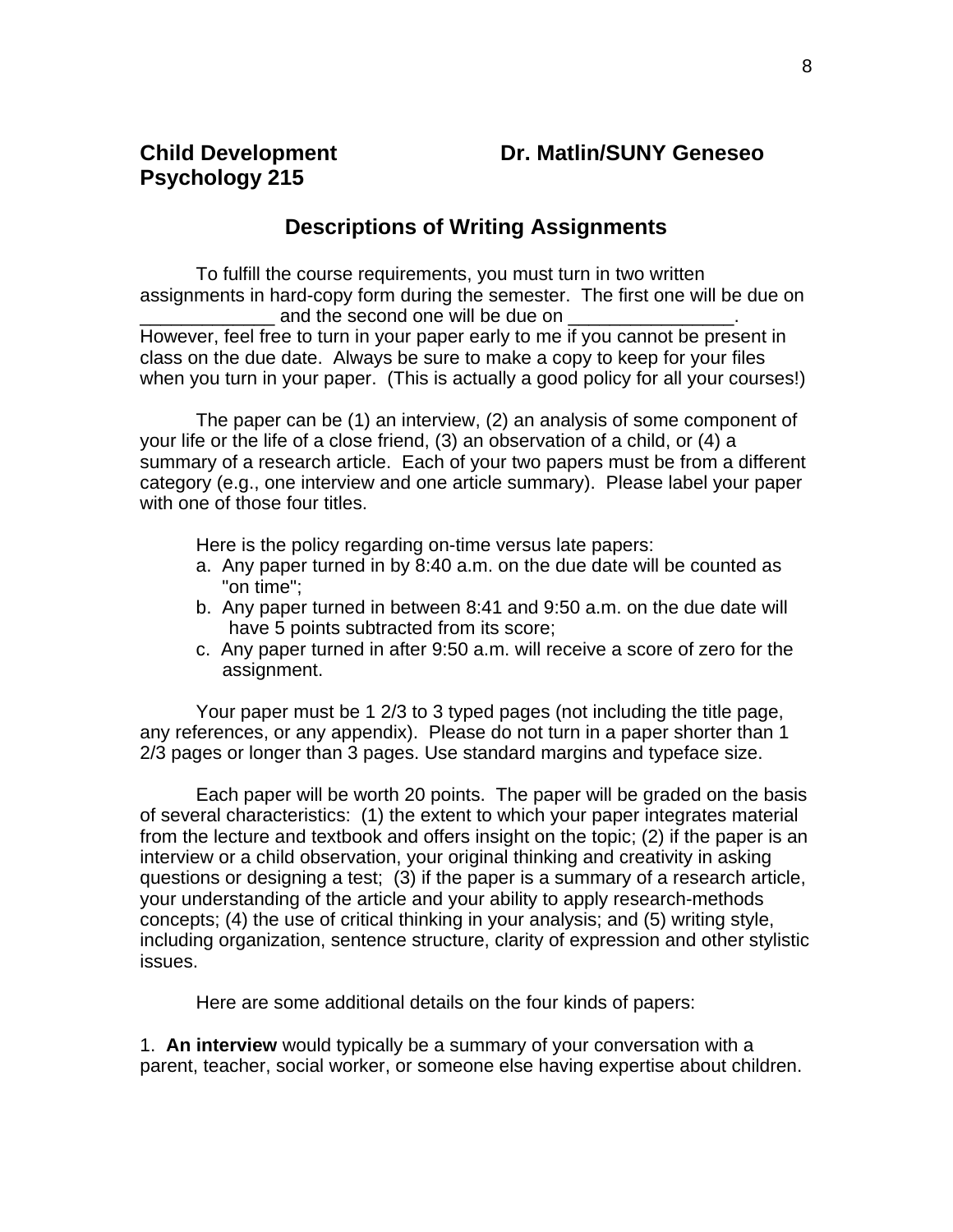**Child Development** **Dr. Matlin/SUNY Geneseo**
**Psychology 215**

## Descriptions of Writing Assignments

To fulfill the course requirements, you must turn in two written assignments in hard-copy form during the semester. The first one will be due on _____________ and the second one will be due on ________________. However, feel free to turn in your paper early to me if you cannot be present in class on the due date. Always be sure to make a copy to keep for your files when you turn in your paper. (This is actually a good policy for all your courses!)

The paper can be (1) an interview, (2) an analysis of some component of your life or the life of a close friend, (3) an observation of a child, or (4) a summary of a research article. Each of your two papers must be from a different category (e.g., one interview and one article summary). Please label your paper with one of those four titles.

Here is the policy regarding on-time versus late papers:

a. Any paper turned in by 8:40 a.m. on the due date will be counted as "on time";
b. Any paper turned in between 8:41 and 9:50 a.m. on the due date will have 5 points subtracted from its score;
c. Any paper turned in after 9:50 a.m. will receive a score of zero for the assignment.

Your paper must be 1 2/3 to 3 typed pages (not including the title page, any references, or any appendix). Please do not turn in a paper shorter than 1 2/3 pages or longer than 3 pages. Use standard margins and typeface size.

Each paper will be worth 20 points. The paper will be graded on the basis of several characteristics: (1) the extent to which your paper integrates material from the lecture and textbook and offers insight on the topic; (2) if the paper is an interview or a child observation, your original thinking and creativity in asking questions or designing a test; (3) if the paper is a summary of a research article, your understanding of the article and your ability to apply research-methods concepts; (4) the use of critical thinking in your analysis; and (5) writing style, including organization, sentence structure, clarity of expression and other stylistic issues.

Here are some additional details on the four kinds of papers:

1. **An interview** would typically be a summary of your conversation with a parent, teacher, social worker, or someone else having expertise about children.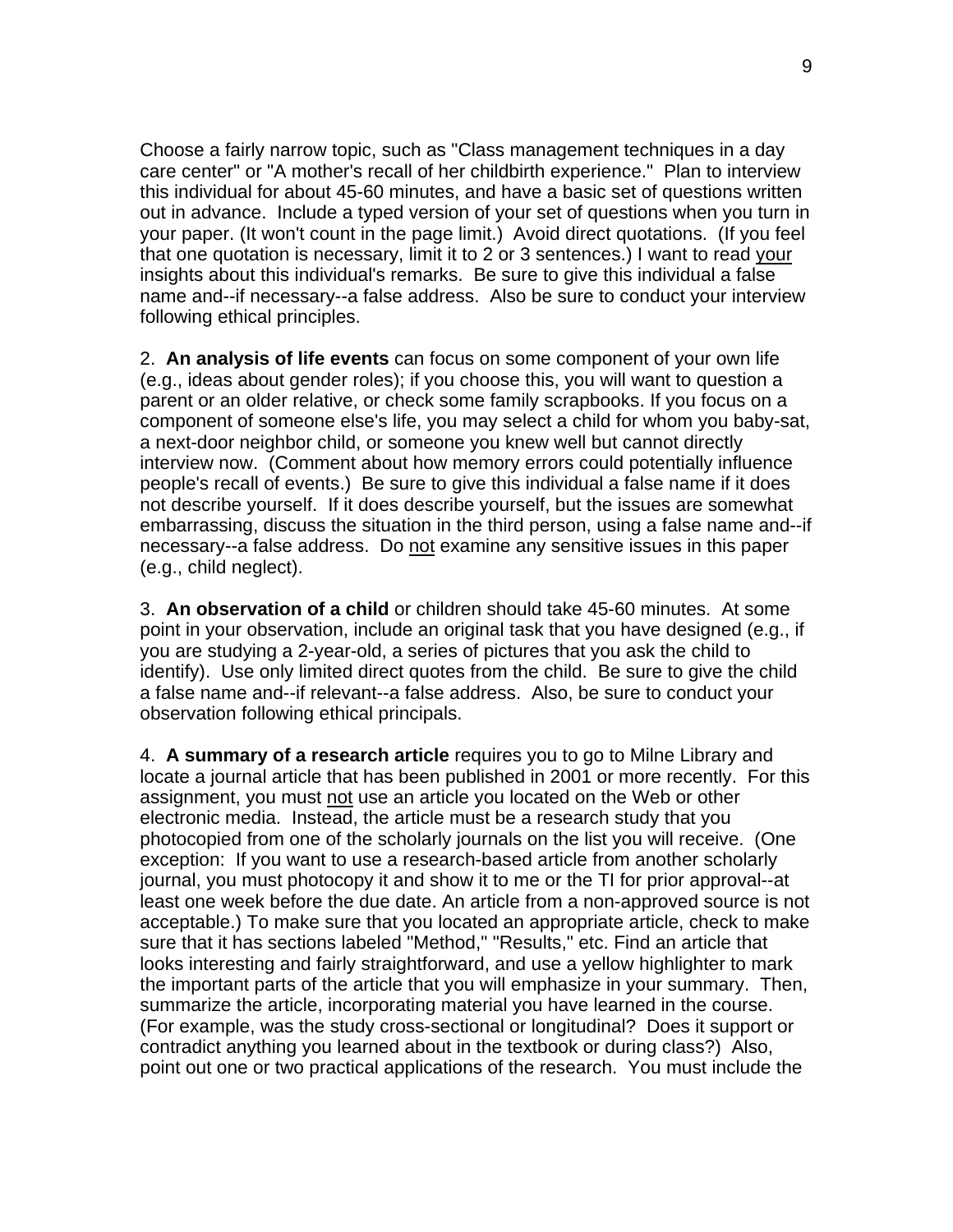Choose a fairly narrow topic, such as "Class management techniques in a day care center" or "A mother's recall of her childbirth experience." Plan to interview this individual for about 45-60 minutes, and have a basic set of questions written out in advance. Include a typed version of your set of questions when you turn in your paper. (It won't count in the page limit.) Avoid direct quotations. (If you feel that one quotation is necessary, limit it to 2 or 3 sentences.) I want to read <u>your</u> insights about this individual's remarks. Be sure to give this individual a false name and--if necessary--a false address. Also be sure to conduct your interview following ethical principles.

2. **An analysis of life events** can focus on some component of your own life (e.g., ideas about gender roles); if you choose this, you will want to question a parent or an older relative, or check some family scrapbooks. If you focus on a component of someone else's life, you may select a child for whom you baby-sat, a next-door neighbor child, or someone you knew well but cannot directly interview now. (Comment about how memory errors could potentially influence people's recall of events.) Be sure to give this individual a false name if it does not describe yourself. If it does describe yourself, but the issues are somewhat embarrassing, discuss the situation in the third person, using a false name and--if necessary--a false address. Do <u>not</u> examine any sensitive issues in this paper (e.g., child neglect).

3. **An observation of a child** or children should take 45-60 minutes. At some point in your observation, include an original task that you have designed (e.g., if you are studying a 2-year-old, a series of pictures that you ask the child to identify). Use only limited direct quotes from the child. Be sure to give the child a false name and--if relevant--a false address. Also, be sure to conduct your observation following ethical principals.

4. **A summary of a research article** requires you to go to Milne Library and locate a journal article that has been published in 2001 or more recently. For this assignment, you must <u>not</u> use an article you located on the Web or other electronic media. Instead, the article must be a research study that you photocopied from one of the scholarly journals on the list you will receive. (One exception: If you want to use a research-based article from another scholarly journal, you must photocopy it and show it to me or the TI for prior approval--at least one week before the due date. An article from a non-approved source is not acceptable.) To make sure that you located an appropriate article, check to make sure that it has sections labeled "Method," "Results," etc. Find an article that looks interesting and fairly straightforward, and use a yellow highlighter to mark the important parts of the article that you will emphasize in your summary. Then, summarize the article, incorporating material you have learned in the course. (For example, was the study cross-sectional or longitudinal? Does it support or contradict anything you learned about in the textbook or during class?) Also, point out one or two practical applications of the research. You must include the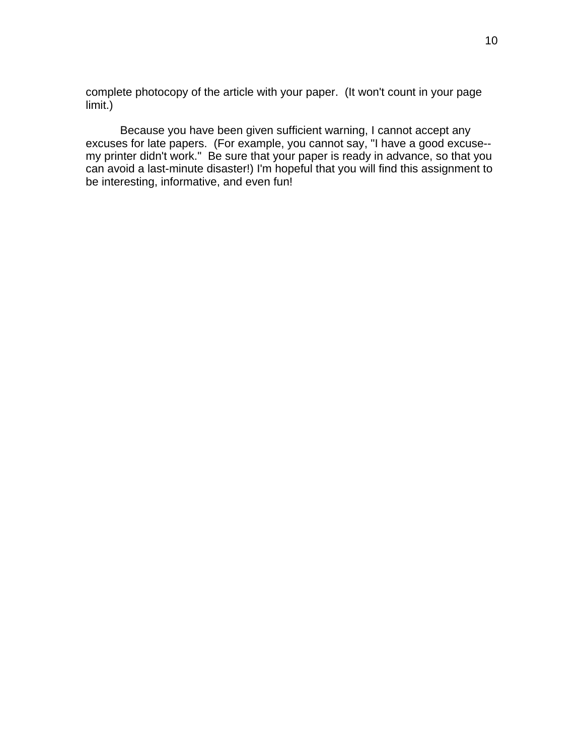complete photocopy of the article with your paper.  (It won't count in your page limit.)

Because you have been given sufficient warning, I cannot accept any excuses for late papers.  (For example, you cannot say, "I have a good excuse--my printer didn't work."  Be sure that your paper is ready in advance, so that you can avoid a last-minute disaster!) I'm hopeful that you will find this assignment to be interesting, informative, and even fun!